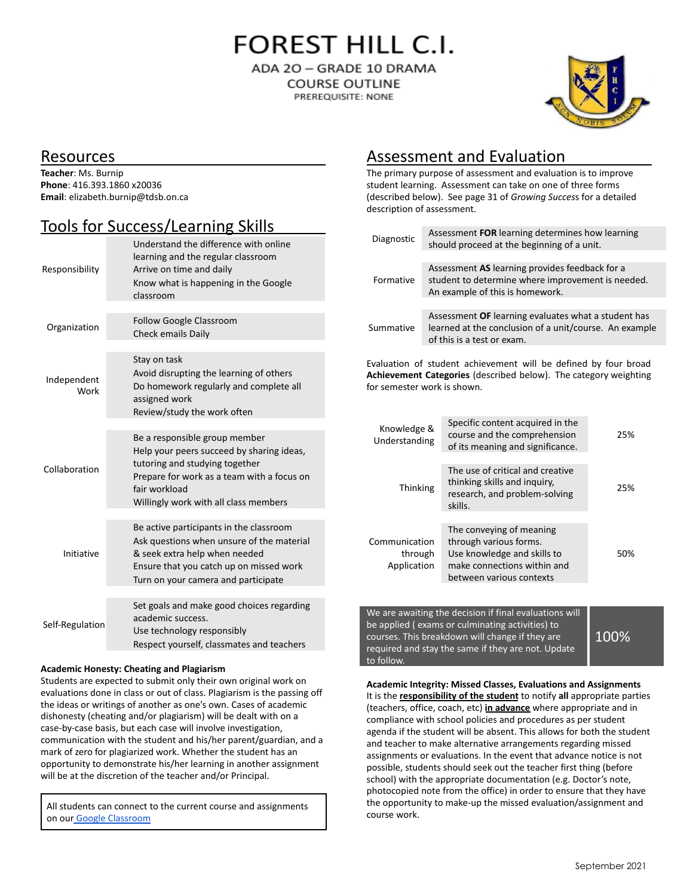# FOREST HILL C.I.

ADA 2O – GRADE 10 DRAMA

COURSE OUTLINE

PREREQUISITE: NONE

## Resources

**Teacher**: Ms. Burnip
**Phone**: 416.393.1860 x20036
**Email**: elizabeth.burnip@tdsb.on.ca

## Tools for Success/Learning Skills

| | |
|---|---|
| Responsibility | Understand the difference with online learning and the regular classroom<br>Arrive on time and daily<br>Know what is happening in the Google classroom |
| Organization | Follow Google Classroom<br>Check emails Daily |
| Independent Work | Stay on task<br>Avoid disrupting the learning of others<br>Do homework regularly and complete all assigned work<br>Review/study the work often |
| Collaboration | Be a responsible group member<br>Help your peers succeed by sharing ideas, tutoring and studying together<br>Prepare for work as a team with a focus on fair workload<br>Willingly work with all class members |
| Initiative | Be active participants in the classroom<br>Ask questions when unsure of the material & seek extra help when needed<br>Ensure that you catch up on missed work<br>Turn on your camera and participate |
| Self-Regulation | Set goals and make good choices regarding academic success.<br>Use technology responsibly<br>Respect yourself, classmates and teachers |

**Academic Honesty: Cheating and Plagiarism**
Students are expected to submit only their own original work on evaluations done in class or out of class. Plagiarism is the passing off the ideas or writings of another as one's own. Cases of academic dishonesty (cheating and/or plagiarism) will be dealt with on a case-by-case basis, but each case will involve investigation, communication with the student and his/her parent/guardian, and a mark of zero for plagiarized work. Whether the student has an opportunity to demonstrate his/her learning in another assignment will be at the discretion of the teacher and/or Principal.

All students can connect to the current course and assignments on our Google Classroom

## Assessment and Evaluation

The primary purpose of assessment and evaluation is to improve student learning. Assessment can take on one of three forms (described below). See page 31 of *Growing Success* for a detailed description of assessment.

| | |
|---|---|
| Diagnostic | Assessment **FOR** learning determines how learning should proceed at the beginning of a unit. |
| Formative | Assessment **AS** learning provides feedback for a student to determine where improvement is needed. An example of this is homework. |
| Summative | Assessment **OF** learning evaluates what a student has learned at the conclusion of a unit/course. An example of this is a test or exam. |

Evaluation of student achievement will be defined by four broad **Achievement Categories** (described below). The category weighting for semester work is shown.

| | | |
|---|---|---|
| Knowledge & Understanding | Specific content acquired in the course and the comprehension of its meaning and significance. | 25% |
| Thinking | The use of critical and creative thinking skills and inquiry, research, and problem-solving skills. | 25% |
| Communication through Application | The conveying of meaning through various forms. Use knowledge and skills to make connections within and between various contexts | 50% |
| We are awaiting the decision if final evaluations will be applied ( exams or culminating activities) to courses. This breakdown will change if they are required and stay the same if they are not. Update to follow. | | 100% |

**Academic Integrity: Missed Classes, Evaluations and Assignments**
It is the **responsibility of the student** to notify **all** appropriate parties (teachers, office, coach, etc) **in advance** where appropriate and in compliance with school policies and procedures as per student agenda if the student will be absent. This allows for both the student and teacher to make alternative arrangements regarding missed assignments or evaluations. In the event that advance notice is not possible, students should seek out the teacher first thing (before school) with the appropriate documentation (e.g. Doctor's note, photocopied note from the office) in order to ensure that they have the opportunity to make-up the missed evaluation/assignment and course work.

September 2021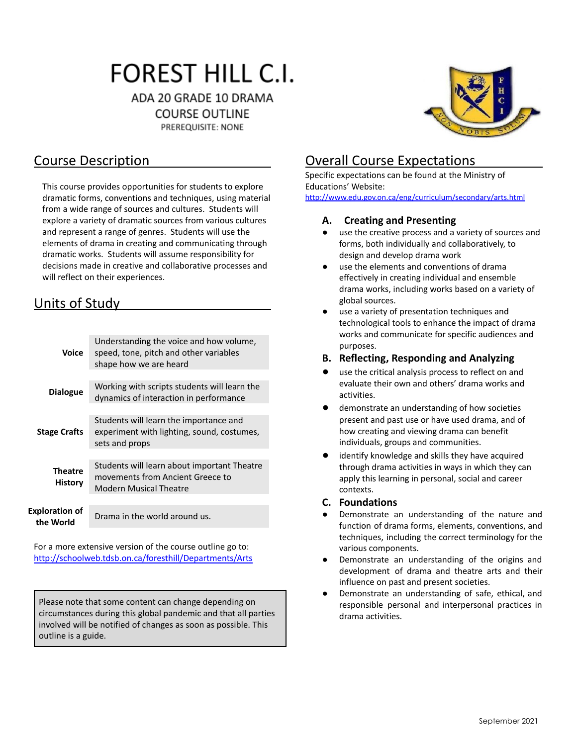# FOREST HILL C.I.

ADA 20 GRADE 10 DRAMA

COURSE OUTLINE

PREREQUISITE: NONE

## Course Description

This course provides opportunities for students to explore dramatic forms, conventions and techniques, using material from a wide range of sources and cultures. Students will explore a variety of dramatic sources from various cultures and represent a range of genres. Students will use the elements of drama in creating and communicating through dramatic works. Students will assume responsibility for decisions made in creative and collaborative processes and will reflect on their experiences.

## Units of Study

| | |
|---|---|
| **Voice** | Understanding the voice and how volume, speed, tone, pitch and other variables shape how we are heard |
| **Dialogue** | Working with scripts students will learn the dynamics of interaction in performance |
| **Stage Crafts** | Students will learn the importance and experiment with lighting, sound, costumes, sets and props |
| **Theatre History** | Students will learn about important Theatre movements from Ancient Greece to Modern Musical Theatre |
| **Exploration of the World** | Drama in the world around us. |

For a more extensive version of the course outline go to: http://schoolweb.tdsb.on.ca/foresthill/Departments/Arts

Please note that some content can change depending on circumstances during this global pandemic and that all parties involved will be notified of changes as soon as possible. This outline is a guide.

## Overall Course Expectations

Specific expectations can be found at the Ministry of Educations' Website: http://www.edu.gov.on.ca/eng/curriculum/secondary/arts.html

### A. Creating and Presenting

- use the creative process and a variety of sources and forms, both individually and collaboratively, to design and develop drama work
- use the elements and conventions of drama effectively in creating individual and ensemble drama works, including works based on a variety of global sources.
- use a variety of presentation techniques and technological tools to enhance the impact of drama works and communicate for specific audiences and purposes.

### B. Reflecting, Responding and Analyzing

- use the critical analysis process to reflect on and evaluate their own and others' drama works and activities.
- demonstrate an understanding of how societies present and past use or have used drama, and of how creating and viewing drama can benefit individuals, groups and communities.
- identify knowledge and skills they have acquired through drama activities in ways in which they can apply this learning in personal, social and career contexts.

### C. Foundations

- Demonstrate an understanding of the nature and function of drama forms, elements, conventions, and techniques, including the correct terminology for the various components.
- Demonstrate an understanding of the origins and development of drama and theatre arts and their influence on past and present societies.
- Demonstrate an understanding of safe, ethical, and responsible personal and interpersonal practices in drama activities.

September 2021